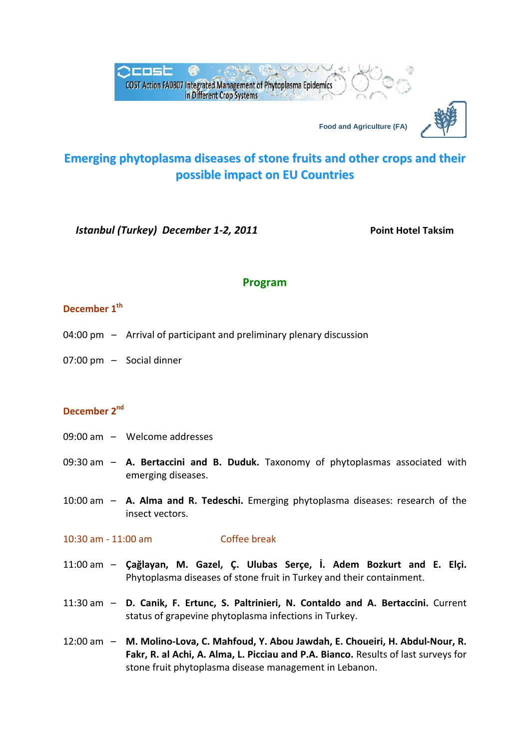COST Action FA0807 Integrated Management of Phytoplasma Epidemics in Different Crop Systems

Food and Agriculture (FA)

# Emerging phytoplasma diseases of stone fruits and other crops and their possible impact on EU Countries

***Istanbul (Turkey) December 1-2, 2011*** **Point Hotel Taksim**

## Program

### December 1th

04:00 pm – Arrival of participant and preliminary plenary discussion

07:00 pm – Social dinner

### December 2nd

09:00 am – Welcome addresses

09:30 am – **A. Bertaccini and B. Duduk.** Taxonomy of phytoplasmas associated with emerging diseases.

10:00 am – **A. Alma and R. Tedeschi.** Emerging phytoplasma diseases: research of the insect vectors.

10:30 am - 11:00 am Coffee break

11:00 am – **Çağlayan, M. Gazel, Ç. Ulubas Serçe, İ. Adem Bozkurt and E. Elçi.** Phytoplasma diseases of stone fruit in Turkey and their containment.

11:30 am – **D. Canik, F. Ertunc, S. Paltrinieri, N. Contaldo and A. Bertaccini.** Current status of grapevine phytoplasma infections in Turkey.

12:00 am – **M. Molino-Lova, C. Mahfoud, Y. Abou Jawdah, E. Choueiri, H. Abdul-Nour, R. Fakr, R. al Achi, A. Alma, L. Picciau and P.A. Bianco.** Results of last surveys for stone fruit phytoplasma disease management in Lebanon.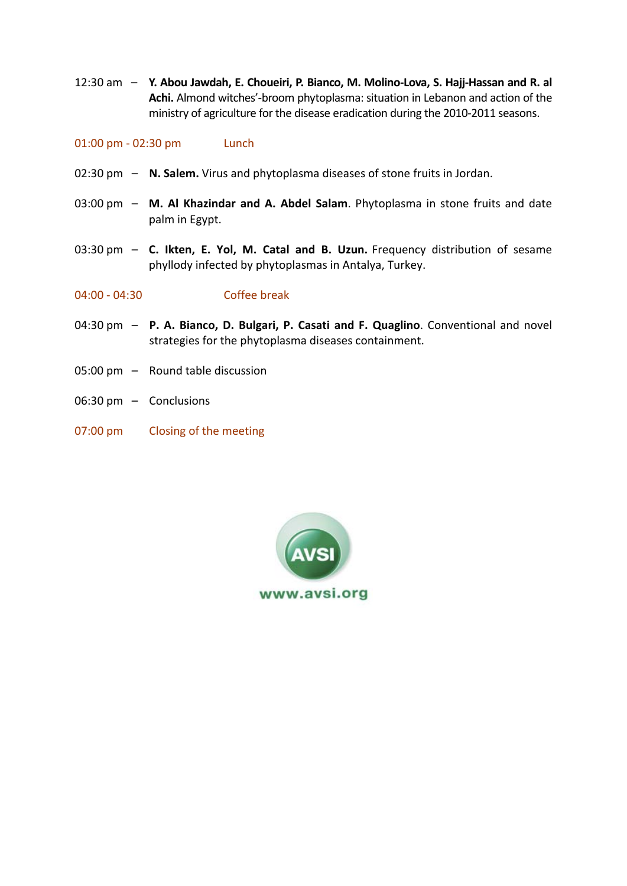12:30 am – **Y. Abou Jawdah, E. Choueiri, P. Bianco, M. Molino-Lova, S. Hajj-Hassan and R. al Achi.** Almond witches'-broom phytoplasma: situation in Lebanon and action of the ministry of agriculture for the disease eradication during the 2010-2011 seasons.

01:00 pm - 02:30 pm Lunch

02:30 pm – **N. Salem.** Virus and phytoplasma diseases of stone fruits in Jordan.

03:00 pm – **M. Al Khazindar and A. Abdel Salam**. Phytoplasma in stone fruits and date palm in Egypt.

03:30 pm – **C. Ikten, E. Yol, M. Catal and B. Uzun.** Frequency distribution of sesame phyllody infected by phytoplasmas in Antalya, Turkey.

04:00 - 04:30 Coffee break

04:30 pm – **P. A. Bianco, D. Bulgari, P. Casati and F. Quaglino**. Conventional and novel strategies for the phytoplasma diseases containment.

05:00 pm – Round table discussion

06:30 pm – Conclusions

07:00 pm Closing of the meeting

AVSI

www.avsi.org